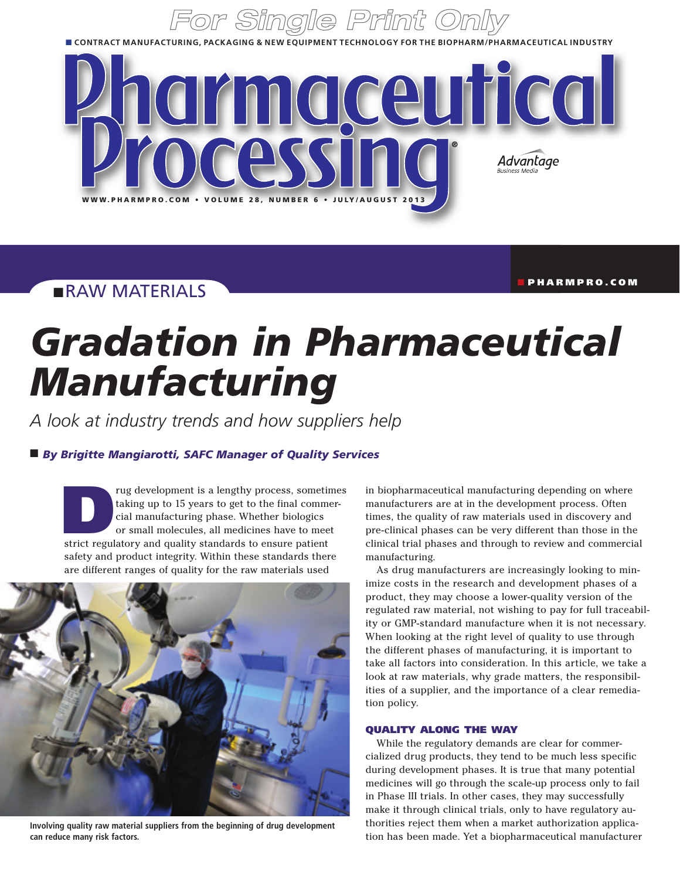■ CONTRACT MANUFACTURING, PACKAGING & NEW EQUIPMENT TECHNOLOGY FOR THE BIOPHARM/PHARMACEUTICAL INDUSTRY

# Pharmaceutical Processing

WWW.PHARMPRO.COM • VOLUME 28, NUMBER 6 • JULY/AUGUST 2013

■ RAW MATERIALS

# *Gradation in Pharmaceutical Manufacturing*

*A look at industry trends and how suppliers help*

■ ***By Brigitte Mangiarotti, SAFC Manager of Quality Services***

Drug development is a lengthy process, sometimes taking up to 15 years to get to the final commercial manufacturing phase. Whether biologics or small molecules, all medicines have to meet strict regulatory and quality standards to ensure patient safety and product integrity. Within these standards there are different ranges of quality for the raw materials used in biopharmaceutical manufacturing depending on where manufacturers are at in the development process. Often times, the quality of raw materials used in discovery and pre-clinical phases can be very different than those in the clinical trial phases and through to review and commercial manufacturing.

Involving quality raw material suppliers from the beginning of drug development can reduce many risk factors.

As drug manufacturers are increasingly looking to minimize costs in the research and development phases of a product, they may choose a lower-quality version of the regulated raw material, not wishing to pay for full traceability or GMP-standard manufacture when it is not necessary. When looking at the right level of quality to use through the different phases of manufacturing, it is important to take all factors into consideration. In this article, we take a look at raw materials, why grade matters, the responsibilities of a supplier, and the importance of a clear remediation policy.

## QUALITY ALONG THE WAY

While the regulatory demands are clear for commercialized drug products, they tend to be much less specific during development phases. It is true that many potential medicines will go through the scale-up process only to fail in Phase III trials. In other cases, they may successfully make it through clinical trials, only to have regulatory authorities reject them when a market authorization application has been made. Yet a biopharmaceutical manufacturer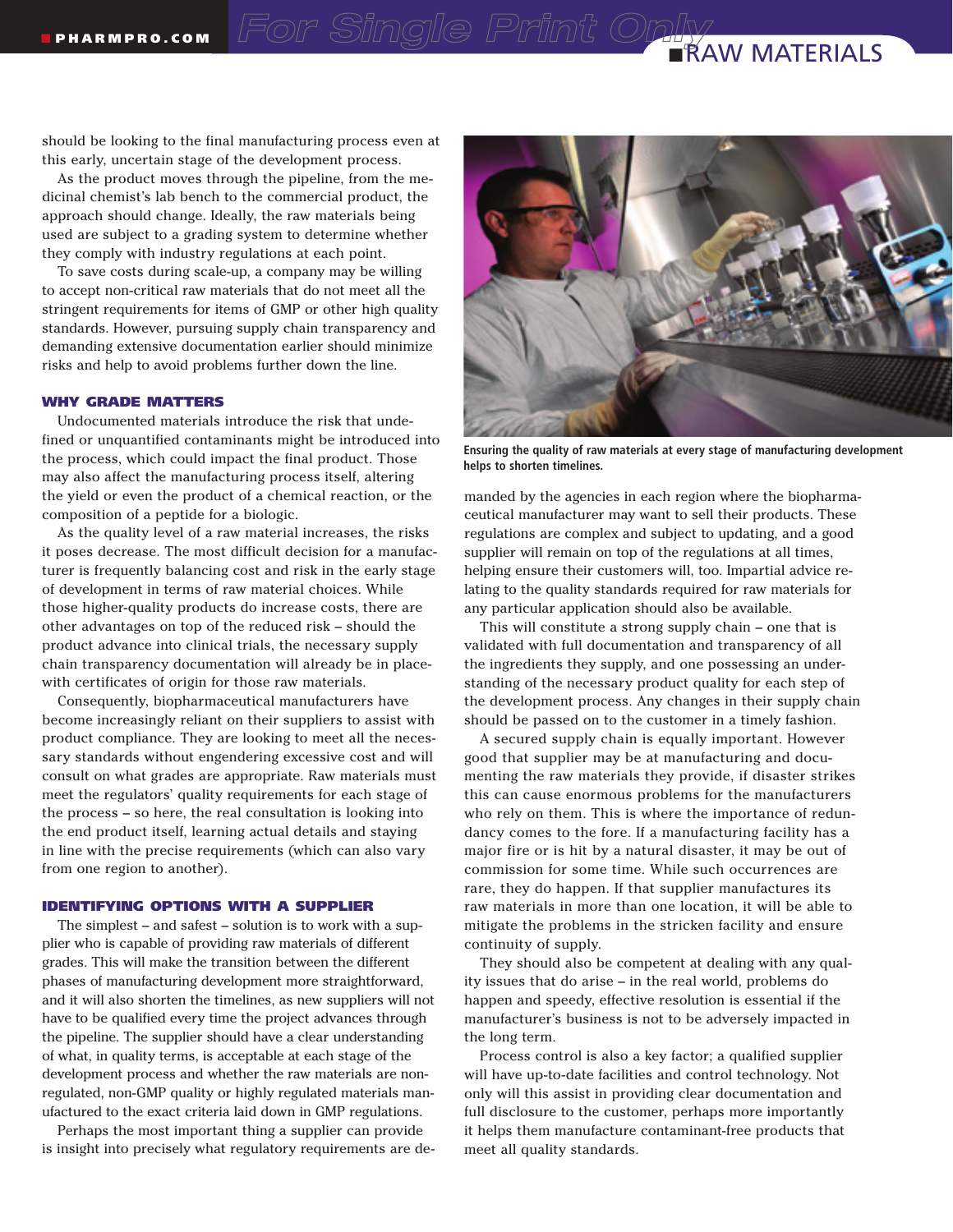should be looking to the final manufacturing process even at this early, uncertain stage of the development process.

As the product moves through the pipeline, from the medicinal chemist's lab bench to the commercial product, the approach should change. Ideally, the raw materials being used are subject to a grading system to determine whether they comply with industry regulations at each point.

To save costs during scale-up, a company may be willing to accept non-critical raw materials that do not meet all the stringent requirements for items of GMP or other high quality standards. However, pursuing supply chain transparency and demanding extensive documentation earlier should minimize risks and help to avoid problems further down the line.

## WHY GRADE MATTERS

Undocumented materials introduce the risk that undefined or unquantified contaminants might be introduced into the process, which could impact the final product. Those may also affect the manufacturing process itself, altering the yield or even the product of a chemical reaction, or the composition of a peptide for a biologic.

As the quality level of a raw material increases, the risks it poses decrease. The most difficult decision for a manufacturer is frequently balancing cost and risk in the early stage of development in terms of raw material choices. While those higher-quality products do increase costs, there are other advantages on top of the reduced risk – should the product advance into clinical trials, the necessary supply chain transparency documentation will already be in place-with certificates of origin for those raw materials.

Consequently, biopharmaceutical manufacturers have become increasingly reliant on their suppliers to assist with product compliance. They are looking to meet all the necessary standards without engendering excessive cost and will consult on what grades are appropriate. Raw materials must meet the regulators' quality requirements for each stage of the process – so here, the real consultation is looking into the end product itself, learning actual details and staying in line with the precise requirements (which can also vary from one region to another).

## IDENTIFYING OPTIONS WITH A SUPPLIER

The simplest – and safest – solution is to work with a supplier who is capable of providing raw materials of different grades. This will make the transition between the different phases of manufacturing development more straightforward, and it will also shorten the timelines, as new suppliers will not have to be qualified every time the project advances through the pipeline. The supplier should have a clear understanding of what, in quality terms, is acceptable at each stage of the development process and whether the raw materials are non-regulated, non-GMP quality or highly regulated materials manufactured to the exact criteria laid down in GMP regulations.

Perhaps the most important thing a supplier can provide is insight into precisely what regulatory requirements are demanded by the agencies in each region where the biopharmaceutical manufacturer may want to sell their products. These regulations are complex and subject to updating, and a good supplier will remain on top of the regulations at all times, helping ensure their customers will, too. Impartial advice relating to the quality standards required for raw materials for any particular application should also be available.

Ensuring the quality of raw materials at every stage of manufacturing development helps to shorten timelines.

This will constitute a strong supply chain – one that is validated with full documentation and transparency of all the ingredients they supply, and one possessing an understanding of the necessary product quality for each step of the development process. Any changes in their supply chain should be passed on to the customer in a timely fashion.

A secured supply chain is equally important. However good that supplier may be at manufacturing and documenting the raw materials they provide, if disaster strikes this can cause enormous problems for the manufacturers who rely on them. This is where the importance of redundancy comes to the fore. If a manufacturing facility has a major fire or is hit by a natural disaster, it may be out of commission for some time. While such occurrences are rare, they do happen. If that supplier manufactures its raw materials in more than one location, it will be able to mitigate the problems in the stricken facility and ensure continuity of supply.

They should also be competent at dealing with any quality issues that do arise – in the real world, problems do happen and speedy, effective resolution is essential if the manufacturer's business is not to be adversely impacted in the long term.

Process control is also a key factor; a qualified supplier will have up-to-date facilities and control technology. Not only will this assist in providing clear documentation and full disclosure to the customer, perhaps more importantly it helps them manufacture contaminant-free products that meet all quality standards.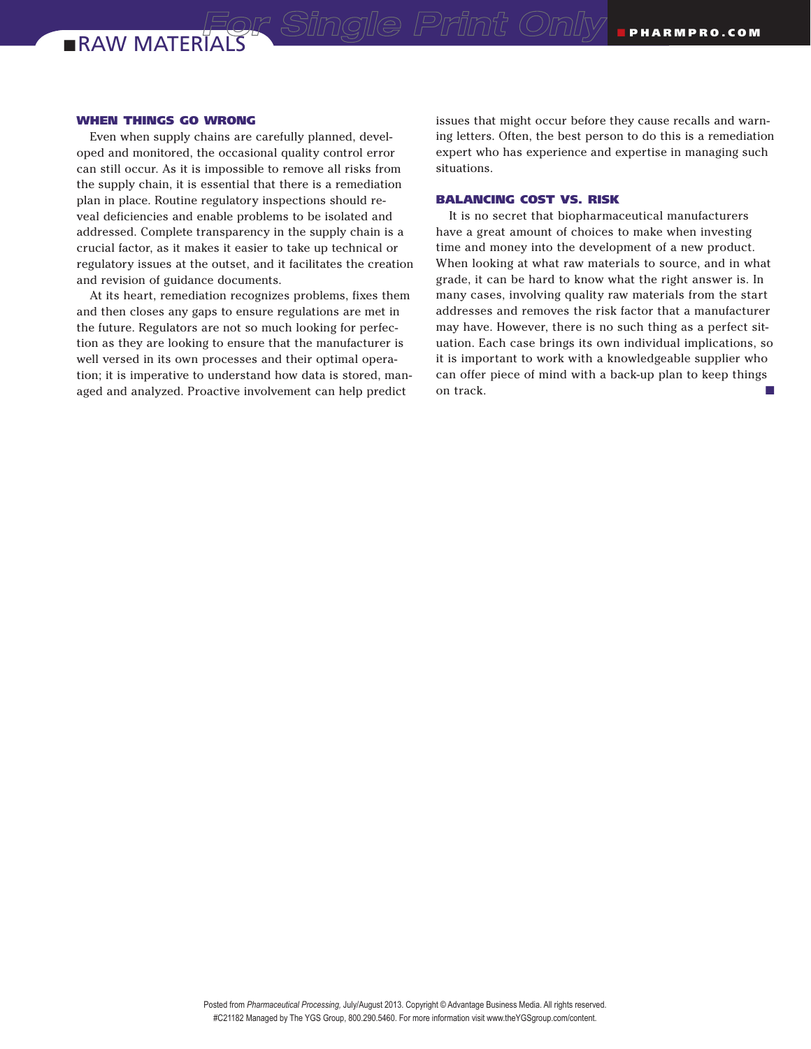## WHEN THINGS GO WRONG

Even when supply chains are carefully planned, developed and monitored, the occasional quality control error can still occur. As it is impossible to remove all risks from the supply chain, it is essential that there is a remediation plan in place. Routine regulatory inspections should reveal deficiencies and enable problems to be isolated and addressed. Complete transparency in the supply chain is a crucial factor, as it makes it easier to take up technical or regulatory issues at the outset, and it facilitates the creation and revision of guidance documents.

At its heart, remediation recognizes problems, fixes them and then closes any gaps to ensure regulations are met in the future. Regulators are not so much looking for perfection as they are looking to ensure that the manufacturer is well versed in its own processes and their optimal operation; it is imperative to understand how data is stored, managed and analyzed. Proactive involvement can help predict issues that might occur before they cause recalls and warning letters. Often, the best person to do this is a remediation expert who has experience and expertise in managing such situations.

## BALANCING COST VS. RISK

It is no secret that biopharmaceutical manufacturers have a great amount of choices to make when investing time and money into the development of a new product. When looking at what raw materials to source, and in what grade, it can be hard to know what the right answer is. In many cases, involving quality raw materials from the start addresses and removes the risk factor that a manufacturer may have. However, there is no such thing as a perfect situation. Each case brings its own individual implications, so it is important to work with a knowledgeable supplier who can offer piece of mind with a back-up plan to keep things on track. ■

Posted from *Pharmaceutical Processing,* July/August 2013. Copyright © Advantage Business Media. All rights reserved.
#C21182 Managed by The YGS Group, 800.290.5460. For more information visit www.theYGSgroup.com/content.